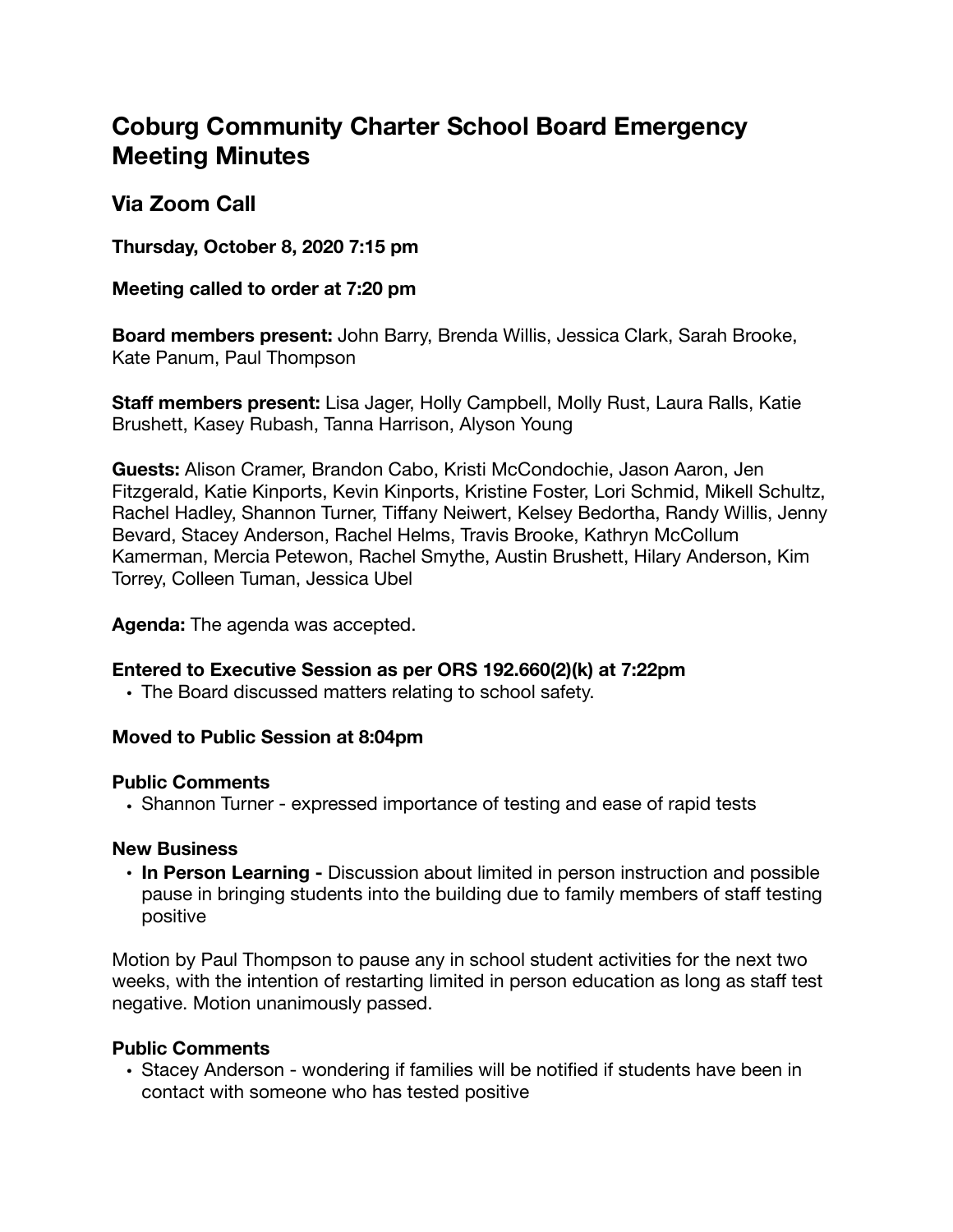# Coburg Community Charter School Board Emergency Meeting Minutes

## Via Zoom Call

**Thursday, October 8, 2020 7:15 pm**

**Meeting called to order at 7:20 pm**

**Board members present:** John Barry, Brenda Willis, Jessica Clark, Sarah Brooke, Kate Panum, Paul Thompson

**Staff members present:** Lisa Jager, Holly Campbell, Molly Rust, Laura Ralls, Katie Brushett, Kasey Rubash, Tanna Harrison, Alyson Young

**Guests:** Alison Cramer, Brandon Cabo, Kristi McCondochie, Jason Aaron, Jen Fitzgerald, Katie Kinports, Kevin Kinports, Kristine Foster, Lori Schmid, Mikell Schultz, Rachel Hadley, Shannon Turner, Tiffany Neiwert, Kelsey Bedortha, Randy Willis, Jenny Bevard, Stacey Anderson, Rachel Helms, Travis Brooke, Kathryn McCollum Kamerman, Mercia Petewon, Rachel Smythe, Austin Brushett, Hilary Anderson, Kim Torrey, Colleen Tuman, Jessica Ubel

**Agenda:** The agenda was accepted.

**Entered to Executive Session as per ORS 192.660(2)(k) at 7:22pm**

- The Board discussed matters relating to school safety.

**Moved to Public Session at 8:04pm**

**Public Comments**

- Shannon Turner - expressed importance of testing and ease of rapid tests

**New Business**

- **In Person Learning -** Discussion about limited in person instruction and possible pause in bringing students into the building due to family members of staff testing positive

Motion by Paul Thompson to pause any in school student activities for the next two weeks, with the intention of restarting limited in person education as long as staff test negative. Motion unanimously passed.

**Public Comments**

- Stacey Anderson - wondering if families will be notified if students have been in contact with someone who has tested positive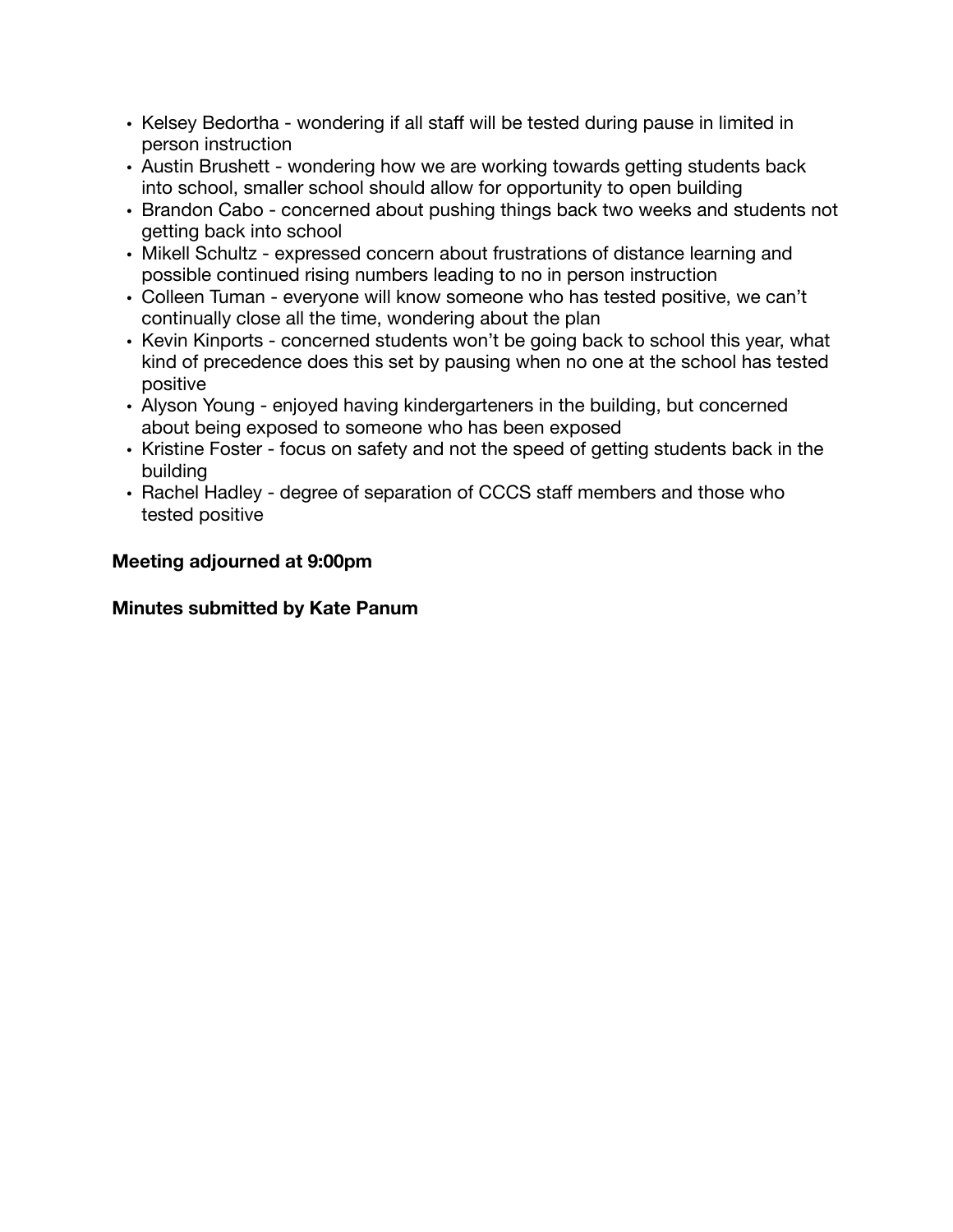- Kelsey Bedortha - wondering if all staff will be tested during pause in limited in person instruction
- Austin Brushett - wondering how we are working towards getting students back into school, smaller school should allow for opportunity to open building
- Brandon Cabo - concerned about pushing things back two weeks and students not getting back into school
- Mikell Schultz - expressed concern about frustrations of distance learning and possible continued rising numbers leading to no in person instruction
- Colleen Tuman - everyone will know someone who has tested positive, we can't continually close all the time, wondering about the plan
- Kevin Kinports - concerned students won't be going back to school this year, what kind of precedence does this set by pausing when no one at the school has tested positive
- Alyson Young - enjoyed having kindergarteners in the building, but concerned about being exposed to someone who has been exposed
- Kristine Foster - focus on safety and not the speed of getting students back in the building
- Rachel Hadley - degree of separation of CCCS staff members and those who tested positive

**Meeting adjourned at 9:00pm**

**Minutes submitted by Kate Panum**